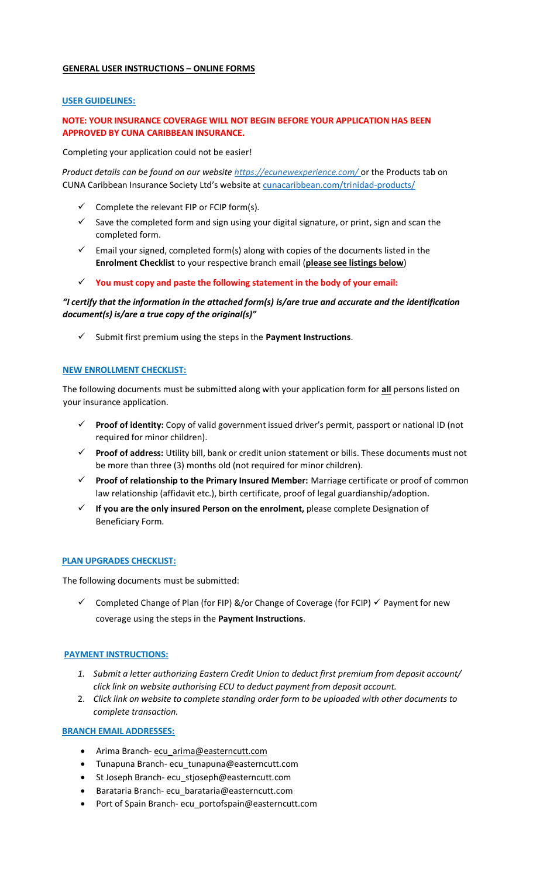## GENERAL USER INSTRUCTIONS – ONLINE FORMS

### USER GUIDELINES:

**NOTE: YOUR INSURANCE COVERAGE WILL NOT BEGIN BEFORE YOUR APPLICATION HAS BEEN APPROVED BY CUNA CARIBBEAN INSURANCE.**

Completing your application could not be easier!

*Product details can be found on our website https://ecunewexperience.com/* or the Products tab on CUNA Caribbean Insurance Society Ltd's website at cunacaribbean.com/trinidad-products/

- ✓ Complete the relevant FIP or FCIP form(s).
- ✓ Save the completed form and sign using your digital signature, or print, sign and scan the completed form.
- ✓ Email your signed, completed form(s) along with copies of the documents listed in the **Enrolment Checklist** to your respective branch email (**please see listings below**)
- ✓ **You must copy and paste the following statement in the body of your email:**

***"I certify that the information in the attached form(s) is/are true and accurate and the identification document(s) is/are a true copy of the original(s)"***

- ✓ Submit first premium using the steps in the **Payment Instructions**.

### NEW ENROLLMENT CHECKLIST:

The following documents must be submitted along with your application form for **all** persons listed on your insurance application.

- ✓ **Proof of identity:** Copy of valid government issued driver's permit, passport or national ID (not required for minor children).
- ✓ **Proof of address:** Utility bill, bank or credit union statement or bills. These documents must not be more than three (3) months old (not required for minor children).
- ✓ **Proof of relationship to the Primary Insured Member:** Marriage certificate or proof of common law relationship (affidavit etc.), birth certificate, proof of legal guardianship/adoption.
- ✓ **If you are the only insured Person on the enrolment,** please complete Designation of Beneficiary Form.

### PLAN UPGRADES CHECKLIST:

The following documents must be submitted:

- ✓ Completed Change of Plan (for FIP) &/or Change of Coverage (for FCIP) ✓ Payment for new coverage using the steps in the **Payment Instructions**.

### PAYMENT INSTRUCTIONS:

1. *Submit a letter authorizing Eastern Credit Union to deduct first premium from deposit account/ click link on website authorising ECU to deduct payment from deposit account.*
2. *Click link on website to complete standing order form to be uploaded with other documents to complete transaction.*

### BRANCH EMAIL ADDRESSES:

- Arima Branch- ecu_arima@easterncutt.com
- Tunapuna Branch- ecu_tunapuna@easterncutt.com
- St Joseph Branch- ecu_stjoseph@easterncutt.com
- Barataria Branch- ecu_barataria@easterncutt.com
- Port of Spain Branch- ecu_portofspain@easterncutt.com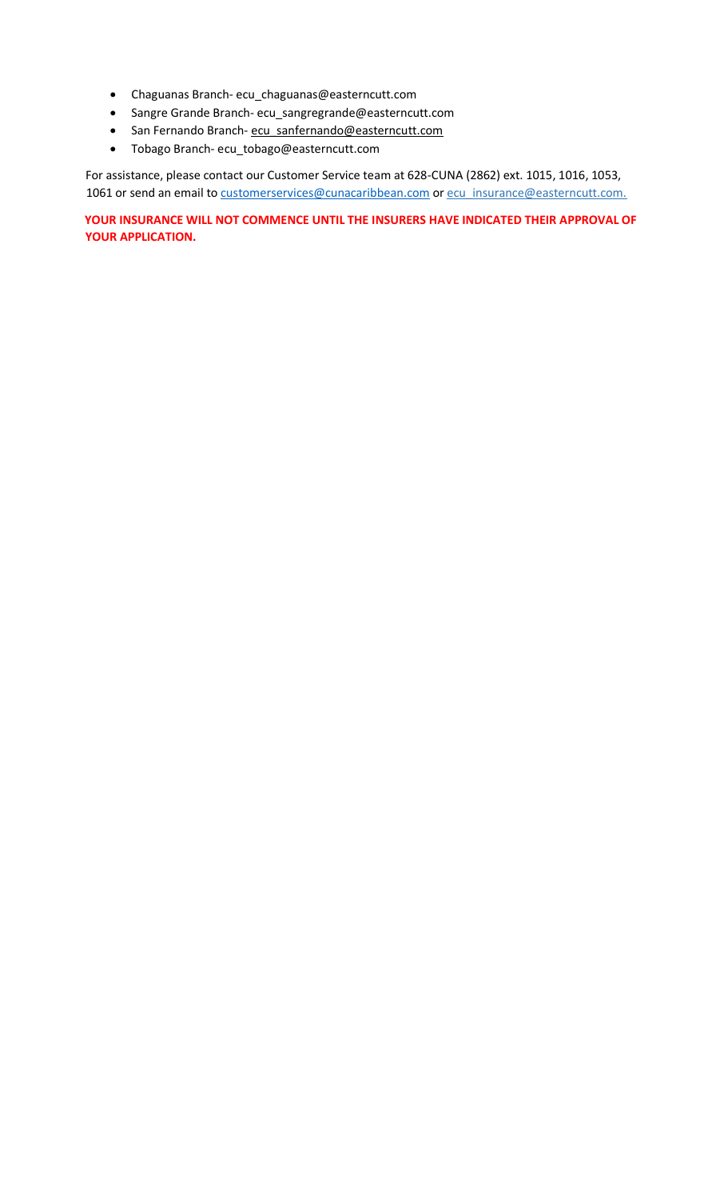- Chaguanas Branch- ecu_chaguanas@easterncutt.com
- Sangre Grande Branch- ecu_sangregrande@easterncutt.com
- San Fernando Branch- ecu_sanfernando@easterncutt.com
- Tobago Branch- ecu_tobago@easterncutt.com

For assistance, please contact our Customer Service team at 628-CUNA (2862) ext. 1015, 1016, 1053, 1061 or send an email to customerservices@cunacaribbean.com or ecu_insurance@easterncutt.com.

**YOUR INSURANCE WILL NOT COMMENCE UNTIL THE INSURERS HAVE INDICATED THEIR APPROVAL OF YOUR APPLICATION.**